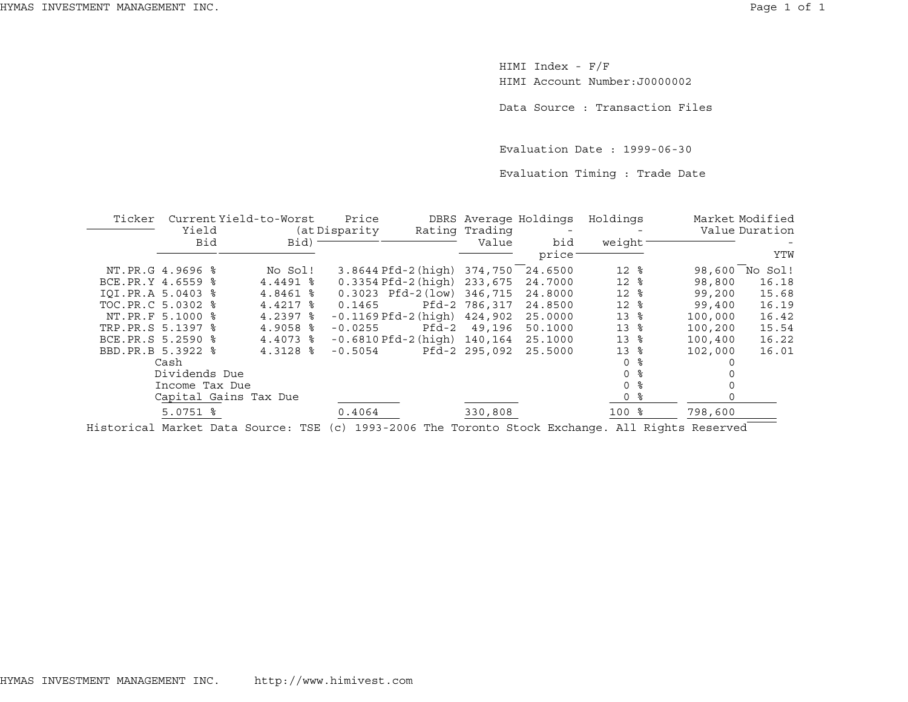HIMI Index - F/F

HIMI Account Number:J0000002

Data Source : Transaction Files

Evaluation Date : 1999-06-30

Evaluation Timing : Trade Date

| Ticker | Current Yield Bid | Yield-to-Worst (at Bid) | Price Disparity | DBRS Rating | Average Trading Value | Holdings - bid price | Holdings - weight | Market Value | Modified Duration - YTW |
|---|---|---|---|---|---|---|---|---|---|
| NT.PR.G | 4.9696 % | No Sol! | 3.8644 | Pfd-2(high) | 374,750 | 24.6500 | 12 % | 98,600 | No Sol! |
| BCE.PR.Y | 4.6559 % | 4.4491 % | 0.3354 | Pfd-2(high) | 233,675 | 24.7000 | 12 % | 98,800 | 16.18 |
| IQI.PR.A | 5.0403 % | 4.8461 % | 0.3023 | Pfd-2(low) | 346,715 | 24.8000 | 12 % | 99,200 | 15.68 |
| TOC.PR.C | 5.0302 % | 4.4217 % | 0.1465 | Pfd-2 | 786,317 | 24.8500 | 12 % | 99,400 | 16.19 |
| NT.PR.F | 5.1000 % | 4.2397 % | -0.1169 | Pfd-2(high) | 424,902 | 25.0000 | 13 % | 100,000 | 16.42 |
| TRP.PR.S | 5.1397 % | 4.9058 % | -0.0255 | Pfd-2 | 49,196 | 50.1000 | 13 % | 100,200 | 15.54 |
| BCE.PR.S | 5.2590 % | 4.4073 % | -0.6810 | Pfd-2(high) | 140,164 | 25.1000 | 13 % | 100,400 | 16.22 |
| BBD.PR.B | 5.3922 % | 4.3128 % | -0.5054 | Pfd-2 | 295,092 | 25.5000 | 13 % | 102,000 | 16.01 |
| | Cash | | | | | | 0 % | 0 | |
| | Dividends Due | | | | | | 0 % | 0 | |
| | Income Tax Due | | | | | | 0 % | 0 | |
| | Capital Gains Tax Due | | | | | | 0 % | 0 | |
| | 5.0751 % | | 0.4064 | | 330,808 | | 100 % | 798,600 | |

Historical Market Data Source: TSE (c) 1993-2006 The Toronto Stock Exchange. All Rights Reserved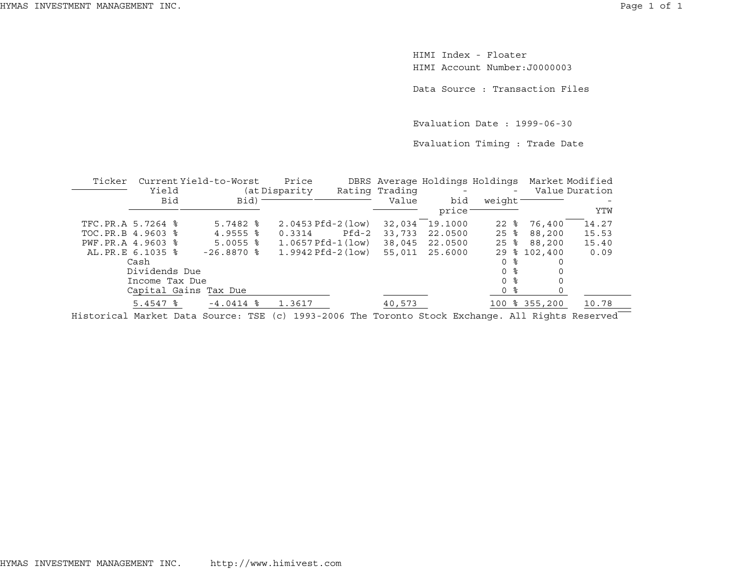HIMI Index - Floater

HIMI Account Number:J0000003

Data Source : Transaction Files

Evaluation Date : 1999-06-30

Evaluation Timing : Trade Date

| Ticker | Current Yield Bid | Yield-to-Worst (at Bid) | Price Disparity | DBRS Rating | Average Trading Value | Holdings - bid price | Holdings - weight | Market Value | Modified Duration - YTW |
|---|---|---|---|---|---|---|---|---|---|
| TFC.PR.A | 5.7264 % | 5.7482 % | 2.0453 | Pfd-2(low) | 32,034 | 19.1000 | 22 % | 76,400 | 14.27 |
| TOC.PR.B | 4.9603 % | 4.9555 % | 0.3314 | Pfd-2 | 33,733 | 22.0500 | 25 % | 88,200 | 15.53 |
| PWF.PR.A | 4.9603 % | 5.0055 % | 1.0657 | Pfd-1(low) | 38,045 | 22.0500 | 25 % | 88,200 | 15.40 |
| AL.PR.E | 6.1035 % | -26.8870 % | 1.9942 | Pfd-2(low) | 55,011 | 25.6000 | 29 % | 102,400 | 0.09 |
| Cash | | | | | | | 0 % | 0 | |
| Dividends Due | | | | | | | 0 % | 0 | |
| Income Tax Due | | | | | | | 0 % | 0 | |
| Capital Gains Tax Due | | | | | | | 0 % | 0 | |
| | 5.4547 % | -4.0414 % | 1.3617 | | 40,573 | | 100 % | 355,200 | 10.78 |

Historical Market Data Source: TSE (c) 1993-2006 The Toronto Stock Exchange. All Rights Reserved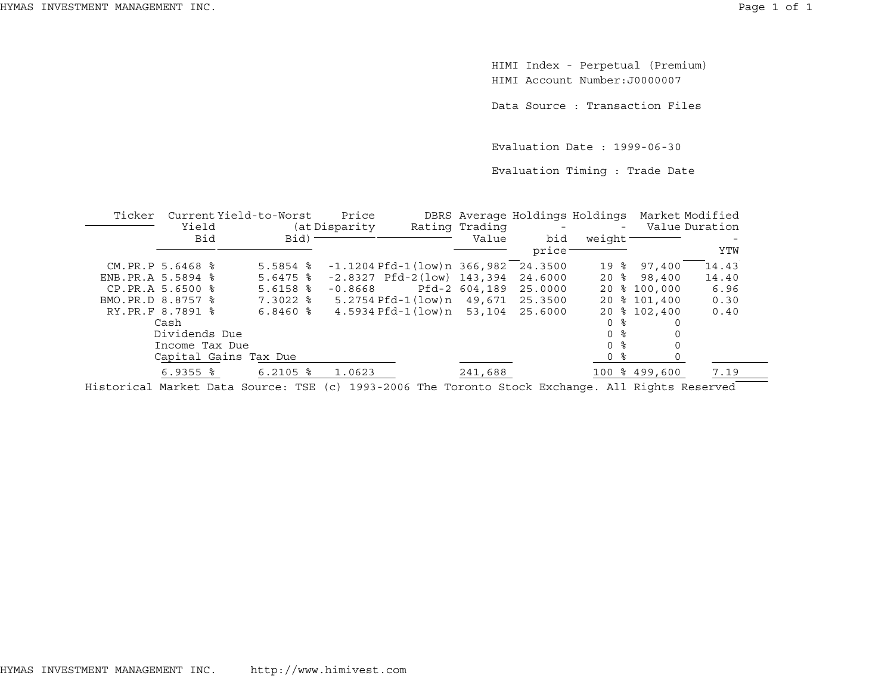HIMI Index - Perpetual (Premium)
HIMI Account Number:J0000007

Data Source : Transaction Files

Evaluation Date : 1999-06-30

Evaluation Timing : Trade Date

| Ticker | Current Yield Bid | Yield-to-Worst (at Bid) | Price Disparity | DBRS Rating | Average Trading Value | Holdings - bid price | Holdings - weight | Market Value | Modified Duration - YTW |
|---|---|---|---|---|---|---|---|---|---|
| CM.PR.P | 5.6468 % | 5.5854 % | -1.1204 | Pfd-1(low)n | 366,982 | 24.3500 | 19 % | 97,400 | 14.43 |
| ENB.PR.A | 5.5894 % | 5.6475 % | -2.8327 | Pfd-2(low) | 143,394 | 24.6000 | 20 % | 98,400 | 14.40 |
| CP.PR.A | 5.6500 % | 5.6158 % | -0.8668 | Pfd-2 | 604,189 | 25.0000 | 20 % | 100,000 | 6.96 |
| BMO.PR.D | 8.8757 % | 7.3022 % | 5.2754 | Pfd-1(low)n | 49,671 | 25.3500 | 20 % | 101,400 | 0.30 |
| RY.PR.F | 8.7891 % | 6.8460 % | 4.5934 | Pfd-1(low)n | 53,104 | 25.6000 | 20 % | 102,400 | 0.40 |
| Cash | | | | | | | 0 % | 0 | |
| Dividends Due | | | | | | | 0 % | 0 | |
| Income Tax Due | | | | | | | 0 % | 0 | |
| Capital Gains Tax Due | | | | | | | 0 % | 0 | |
| | 6.9355 % | 6.2105 % | 1.0623 | | 241,688 | | 100 % | 499,600 | 7.19 |

Historical Market Data Source: TSE (c) 1993-2006 The Toronto Stock Exchange. All Rights Reserved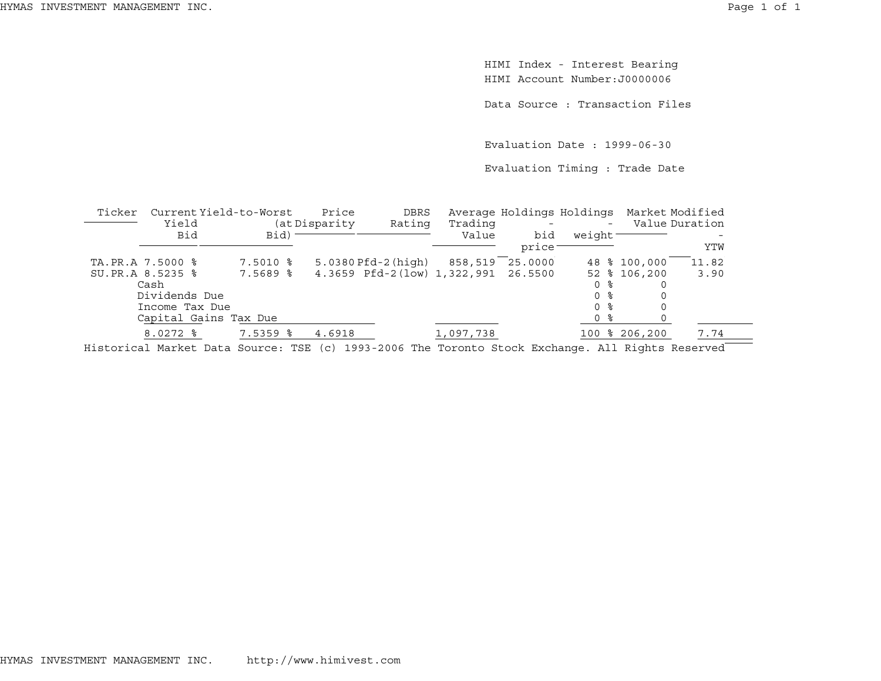HIMI Index - Interest Bearing
HIMI Account Number:J0000006

Data Source : Transaction Files

Evaluation Date : 1999-06-30

Evaluation Timing : Trade Date

| Ticker | Current Yield Bid | Yield-to-Worst (at Bid) | Price Disparity | DBRS Rating | Average Trading Value | Holdings - bid price | Holdings - weight | Market Value | Modified Duration - YTW |
|---|---|---|---|---|---|---|---|---|---|
| TA.PR.A | 7.5000 % | 7.5010 % | 5.0380 | Pfd-2(high) | 858,519 | 25.0000 | 48 % | 100,000 | 11.82 |
| SU.PR.A | 8.5235 % | 7.5689 % | 4.3659 | Pfd-2(low) | 1,322,991 | 26.5500 | 52 % | 106,200 | 3.90 |
| Cash | | | | | | | 0 % | 0 | |
| Dividends Due | | | | | | | 0 % | 0 | |
| Income Tax Due | | | | | | | 0 % | 0 | |
| Capital Gains Tax Due | | | | | | | 0 % | 0 | |
| | 8.0272 % | 7.5359 % | 4.6918 | | 1,097,738 | | 100 % | 206,200 | 7.74 |

Historical Market Data Source: TSE (c) 1993-2006 The Toronto Stock Exchange. All Rights Reserved

HYMAS INVESTMENT MANAGEMENT INC. http://www.himivest.com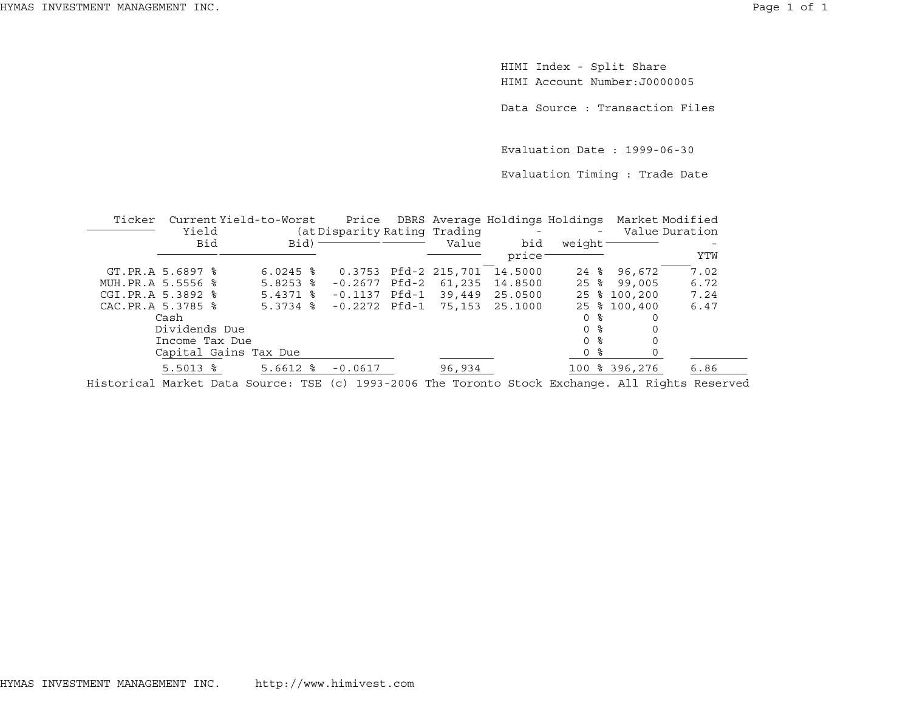HIMI Index - Split Share

HIMI Account Number:J0000005

Data Source : Transaction Files

Evaluation Date : 1999-06-30

Evaluation Timing : Trade Date

| Ticker | Current Yield Bid | Yield-to-Worst (at Bid) | Price Disparity | DBRS Rating | Average Trading Value | Holdings - bid price | Holdings - weight | Market Value | Modified Duration - YTW |
|---|---|---|---|---|---|---|---|---|---|
| GT.PR.A | 5.6897 % | 6.0245 % | 0.3753 | Pfd-2 | 215,701 | 14.5000 | 24 % | 96,672 | 7.02 |
| MUH.PR.A | 5.5556 % | 5.8253 % | -0.2677 | Pfd-2 | 61,235 | 14.8500 | 25 % | 99,005 | 6.72 |
| CGI.PR.A | 5.3892 % | 5.4371 % | -0.1137 | Pfd-1 | 39,449 | 25.0500 | 25 % | 100,200 | 7.24 |
| CAC.PR.A | 5.3785 % | 5.3734 % | -0.2272 | Pfd-1 | 75,153 | 25.1000 | 25 % | 100,400 | 6.47 |
| Cash | | | | | | | 0 % | 0 | |
| Dividends Due | | | | | | | 0 % | 0 | |
| Income Tax Due | | | | | | | 0 % | 0 | |
| Capital Gains Tax Due | | | | | | | 0 % | 0 | |
| | 5.5013 % | 5.6612 % | -0.0617 | | 96,934 | | 100 % | 396,276 | 6.86 |

Historical Market Data Source: TSE (c) 1993-2006 The Toronto Stock Exchange. All Rights Reserved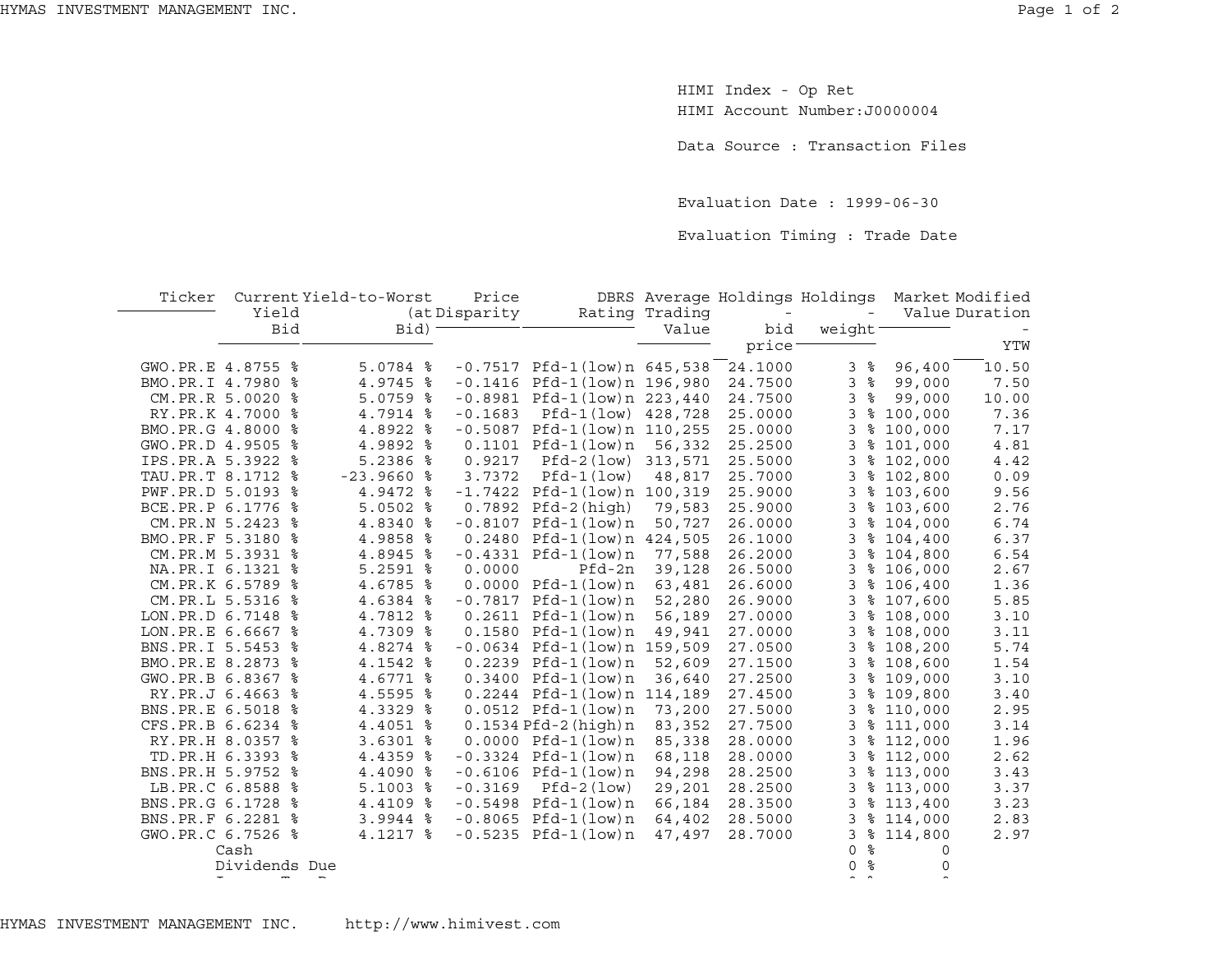HIMI Index - Op Ret
HIMI Account Number:J0000004

Data Source : Transaction Files

Evaluation Date : 1999-06-30

Evaluation Timing : Trade Date

| Ticker | Current Yield Bid | Yield-to-Worst (at Bid) | Price Disparity | DBRS Rating | Average Trading Value | Holdings - bid price | Holdings - weight | Market Value | Modified Duration - YTW |
|---|---|---|---|---|---|---|---|---|---|
| GWO.PR.E | 4.8755 % | 5.0784 % | -0.7517 | Pfd-1(low)n | 645,538 | 24.1000 | 3 % | 96,400 | 10.50 |
| BMO.PR.I | 4.7980 % | 4.9745 % | -0.1416 | Pfd-1(low)n | 196,980 | 24.7500 | 3 % | 99,000 | 7.50 |
| CM.PR.R | 5.0020 % | 5.0759 % | -0.8981 | Pfd-1(low)n | 223,440 | 24.7500 | 3 % | 99,000 | 10.00 |
| RY.PR.K | 4.7000 % | 4.7914 % | -0.1683 | Pfd-1(low) | 428,728 | 25.0000 | 3 % | 100,000 | 7.36 |
| BMO.PR.G | 4.8000 % | 4.8922 % | -0.5087 | Pfd-1(low)n | 110,255 | 25.0000 | 3 % | 100,000 | 7.17 |
| GWO.PR.D | 4.9505 % | 4.9892 % | 0.1101 | Pfd-1(low)n | 56,332 | 25.2500 | 3 % | 101,000 | 4.81 |
| IPS.PR.A | 5.3922 % | 5.2386 % | 0.9217 | Pfd-2(low) | 313,571 | 25.5000 | 3 % | 102,000 | 4.42 |
| TAU.PR.T | 8.1712 % | -23.9660 % | 3.7372 | Pfd-1(low) | 48,817 | 25.7000 | 3 % | 102,800 | 0.09 |
| PWF.PR.D | 5.0193 % | 4.9472 % | -1.7422 | Pfd-1(low)n | 100,319 | 25.9000 | 3 % | 103,600 | 9.56 |
| BCE.PR.P | 6.1776 % | 5.0502 % | 0.7892 | Pfd-2(high) | 79,583 | 25.9000 | 3 % | 103,600 | 2.76 |
| CM.PR.N | 5.2423 % | 4.8340 % | -0.8107 | Pfd-1(low)n | 50,727 | 26.0000 | 3 % | 104,000 | 6.74 |
| BMO.PR.F | 5.3180 % | 4.9858 % | 0.2480 | Pfd-1(low)n | 424,505 | 26.1000 | 3 % | 104,400 | 6.37 |
| CM.PR.M | 5.3931 % | 4.8945 % | -0.4331 | Pfd-1(low)n | 77,588 | 26.2000 | 3 % | 104,800 | 6.54 |
| NA.PR.I | 6.1321 % | 5.2591 % | 0.0000 | Pfd-2n | 39,128 | 26.5000 | 3 % | 106,000 | 2.67 |
| CM.PR.K | 6.5789 % | 4.6785 % | 0.0000 | Pfd-1(low)n | 63,481 | 26.6000 | 3 % | 106,400 | 1.36 |
| CM.PR.L | 5.5316 % | 4.6384 % | -0.7817 | Pfd-1(low)n | 52,280 | 26.9000 | 3 % | 107,600 | 5.85 |
| LON.PR.D | 6.7148 % | 4.7812 % | 0.2611 | Pfd-1(low)n | 56,189 | 27.0000 | 3 % | 108,000 | 3.10 |
| LON.PR.E | 6.6667 % | 4.7309 % | 0.1580 | Pfd-1(low)n | 49,941 | 27.0000 | 3 % | 108,000 | 3.11 |
| BNS.PR.I | 5.5453 % | 4.8274 % | -0.0634 | Pfd-1(low)n | 159,509 | 27.0500 | 3 % | 108,200 | 5.74 |
| BMO.PR.E | 8.2873 % | 4.1542 % | 0.2239 | Pfd-1(low)n | 52,609 | 27.1500 | 3 % | 108,600 | 1.54 |
| GWO.PR.B | 6.8367 % | 4.6771 % | 0.3400 | Pfd-1(low)n | 36,640 | 27.2500 | 3 % | 109,000 | 3.10 |
| RY.PR.J | 6.4663 % | 4.5595 % | 0.2244 | Pfd-1(low)n | 114,189 | 27.4500 | 3 % | 109,800 | 3.40 |
| BNS.PR.E | 6.5018 % | 4.3329 % | 0.0512 | Pfd-1(low)n | 73,200 | 27.5000 | 3 % | 110,000 | 2.95 |
| CFS.PR.B | 6.6234 % | 4.4051 % | 0.1534 | Pfd-2(high)n | 83,352 | 27.7500 | 3 % | 111,000 | 3.14 |
| RY.PR.H | 8.0357 % | 3.6301 % | 0.0000 | Pfd-1(low)n | 85,338 | 28.0000 | 3 % | 112,000 | 1.96 |
| TD.PR.H | 6.3393 % | 4.4359 % | -0.3324 | Pfd-1(low)n | 68,118 | 28.0000 | 3 % | 112,000 | 2.62 |
| BNS.PR.H | 5.9752 % | 4.4090 % | -0.6106 | Pfd-1(low)n | 94,298 | 28.2500 | 3 % | 113,000 | 3.43 |
| LB.PR.C | 6.8588 % | 5.1003 % | -0.3169 | Pfd-2(low) | 29,201 | 28.2500 | 3 % | 113,000 | 3.37 |
| BNS.PR.G | 6.1728 % | 4.4109 % | -0.5498 | Pfd-1(low)n | 66,184 | 28.3500 | 3 % | 113,400 | 3.23 |
| BNS.PR.F | 6.2281 % | 3.9944 % | -0.8065 | Pfd-1(low)n | 64,402 | 28.5000 | 3 % | 114,000 | 2.83 |
| GWO.PR.C | 6.7526 % | 4.1217 % | -0.5235 | Pfd-1(low)n | 47,497 | 28.7000 | 3 % | 114,800 | 2.97 |
| | Cash | | | | | | 0 % | 0 | |
| | Dividends Due | | | | | | 0 % | 0 | |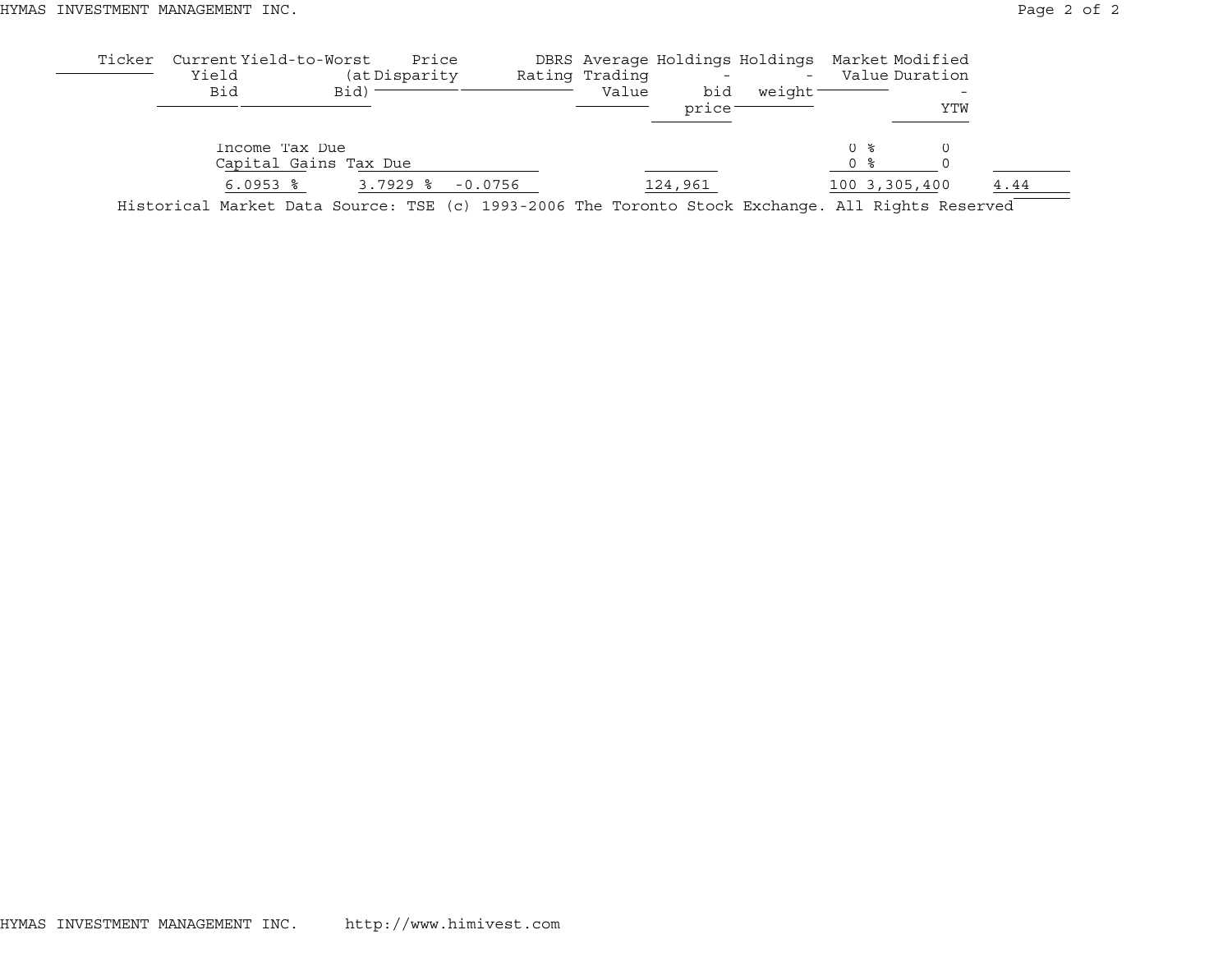| Ticker | Current Yield Bid | Yield-to-Worst (at Bid) | Price Disparity | DBRS Rating | Average Trading Value | Holdings - bid price | Holdings - weight | Market Value | Modified Duration - YTW |
|---|---|---|---|---|---|---|---|---|---|
| | Income Tax Due | | | | | | | 0 % | 0 |
| | Capital Gains Tax Due | | | | | | | 0 % | 0 |
| | 6.0953 % | 3.7929 % | -0.0756 | | | 124,961 | | 100 | 3,305,400 | 4.44 |

Historical Market Data Source: TSE (c) 1993-2006 The Toronto Stock Exchange. All Rights Reserved

HYMAS INVESTMENT MANAGEMENT INC. http://www.himivest.com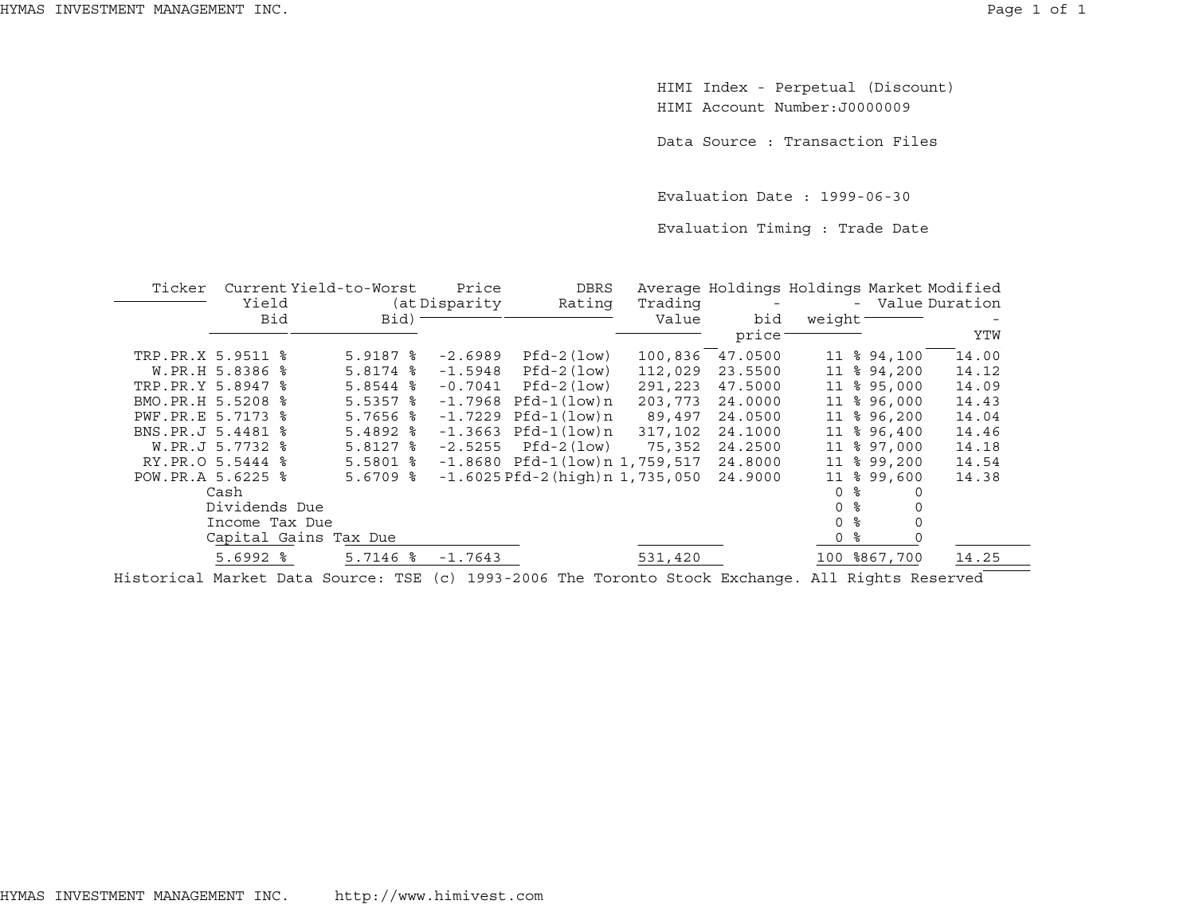HIMI Index - Perpetual (Discount)
HIMI Account Number:J0000009

Data Source : Transaction Files

Evaluation Date : 1999-06-30

Evaluation Timing : Trade Date

| Ticker | Current Yield Bid | Yield-to-Worst (at Bid) | Price Disparity | DBRS Rating | Average Trading Value | Holdings - bid price | Holdings - weight | Market Value | Modified Duration - YTW |
|---|---|---|---|---|---|---|---|---|---|
| TRP.PR.X | 5.9511 % | 5.9187 % | -2.6989 | Pfd-2(low) | 100,836 | 47.0500 | 11 % | 94,100 | 14.00 |
| W.PR.H | 5.8386 % | 5.8174 % | -1.5948 | Pfd-2(low) | 112,029 | 23.5500 | 11 % | 94,200 | 14.12 |
| TRP.PR.Y | 5.8947 % | 5.8544 % | -0.7041 | Pfd-2(low) | 291,223 | 47.5000 | 11 % | 95,000 | 14.09 |
| BMO.PR.H | 5.5208 % | 5.5357 % | -1.7968 | Pfd-1(low)n | 203,773 | 24.0000 | 11 % | 96,000 | 14.43 |
| PWF.PR.E | 5.7173 % | 5.7656 % | -1.7229 | Pfd-1(low)n | 89,497 | 24.0500 | 11 % | 96,200 | 14.04 |
| BNS.PR.J | 5.4481 % | 5.4892 % | -1.3663 | Pfd-1(low)n | 317,102 | 24.1000 | 11 % | 96,400 | 14.46 |
| W.PR.J | 5.7732 % | 5.8127 % | -2.5255 | Pfd-2(low) | 75,352 | 24.2500 | 11 % | 97,000 | 14.18 |
| RY.PR.O | 5.5444 % | 5.5801 % | -1.8680 | Pfd-1(low)n | 1,759,517 | 24.8000 | 11 % | 99,200 | 14.54 |
| POW.PR.A | 5.6225 % | 5.6709 % | -1.6025 | Pfd-2(high)n | 1,735,050 | 24.9000 | 11 % | 99,600 | 14.38 |
| Cash | | | | | | | 0 % | 0 | |
| Dividends Due | | | | | | | 0 % | 0 | |
| Income Tax Due | | | | | | | 0 % | 0 | |
| Capital Gains Tax Due | | | | | | | 0 % | 0 | |
| | 5.6992 % | 5.7146 % | -1.7643 | | 531,420 | | 100 % | 867,700 | 14.25 |

Historical Market Data Source: TSE (c) 1993-2006 The Toronto Stock Exchange. All Rights Reserved

HYMAS INVESTMENT MANAGEMENT INC. http://www.himivest.com